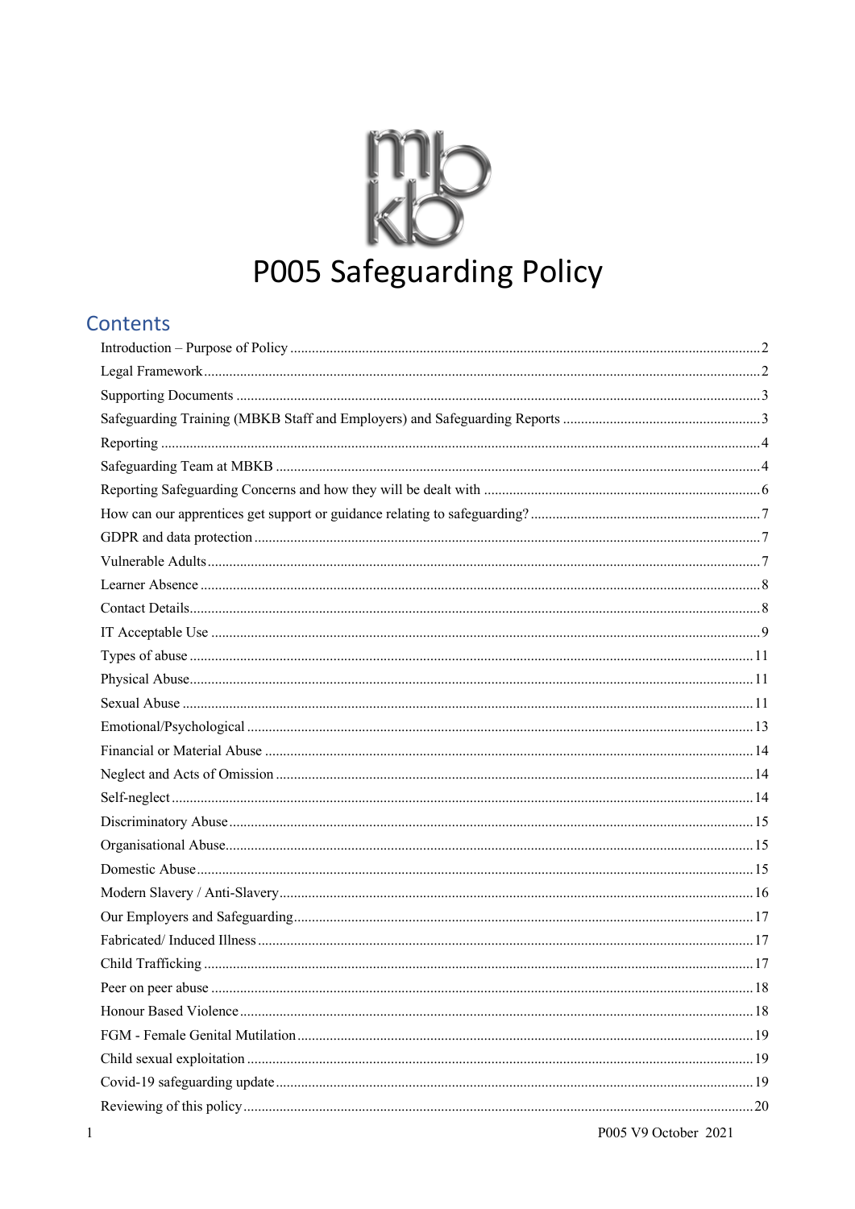# P005 Safeguarding Policy

## Contents

Introduction – Purpose of Policy ....... 2
Legal Framework ....... 2
Supporting Documents ....... 3
Safeguarding Training (MBKB Staff and Employers) and Safeguarding Reports ....... 3
Reporting ....... 4
Safeguarding Team at MBKB ....... 4
Reporting Safeguarding Concerns and how they will be dealt with ....... 6
How can our apprentices get support or guidance relating to safeguarding? ....... 7
GDPR and data protection ....... 7
Vulnerable Adults ....... 7
Learner Absence ....... 8
Contact Details ....... 8
IT Acceptable Use ....... 9
Types of abuse ....... 11
Physical Abuse ....... 11
Sexual Abuse ....... 11
Emotional/Psychological ....... 13
Financial or Material Abuse ....... 14
Neglect and Acts of Omission ....... 14
Self-neglect ....... 14
Discriminatory Abuse ....... 15
Organisational Abuse ....... 15
Domestic Abuse ....... 15
Modern Slavery / Anti-Slavery ....... 16
Our Employers and Safeguarding ....... 17
Fabricated/ Induced Illness ....... 17
Child Trafficking ....... 17
Peer on peer abuse ....... 18
Honour Based Violence ....... 18
FGM - Female Genital Mutilation ....... 19
Child sexual exploitation ....... 19
Covid-19 safeguarding update ....... 19
Reviewing of this policy ....... 20

P005 V9 October 2021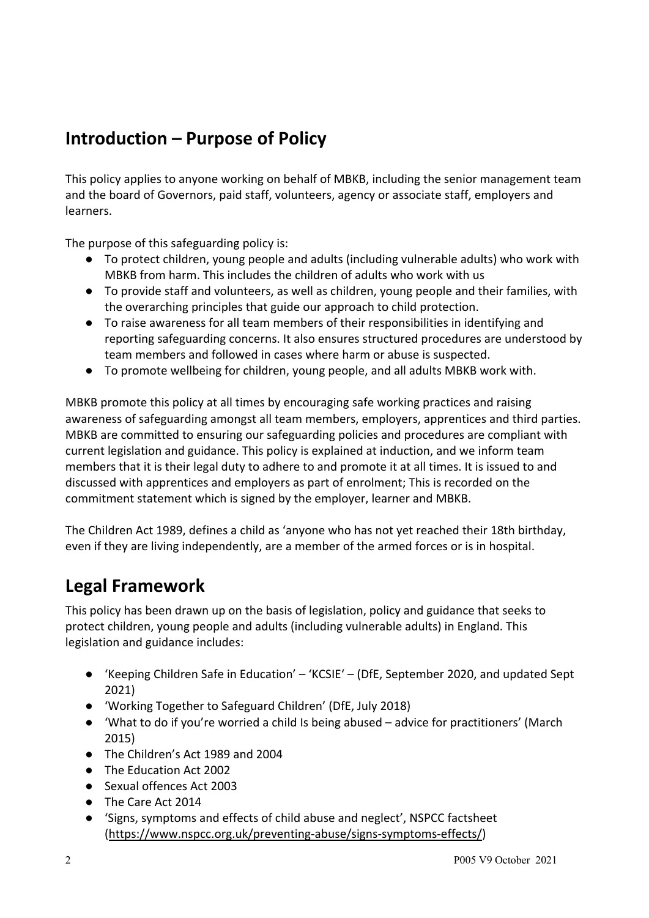## Introduction – Purpose of Policy

This policy applies to anyone working on behalf of MBKB, including the senior management team and the board of Governors, paid staff, volunteers, agency or associate staff, employers and learners.

The purpose of this safeguarding policy is:

- To protect children, young people and adults (including vulnerable adults) who work with MBKB from harm. This includes the children of adults who work with us
- To provide staff and volunteers, as well as children, young people and their families, with the overarching principles that guide our approach to child protection.
- To raise awareness for all team members of their responsibilities in identifying and reporting safeguarding concerns. It also ensures structured procedures are understood by team members and followed in cases where harm or abuse is suspected.
- To promote wellbeing for children, young people, and all adults MBKB work with.

MBKB promote this policy at all times by encouraging safe working practices and raising awareness of safeguarding amongst all team members, employers, apprentices and third parties. MBKB are committed to ensuring our safeguarding policies and procedures are compliant with current legislation and guidance. This policy is explained at induction, and we inform team members that it is their legal duty to adhere to and promote it at all times. It is issued to and discussed with apprentices and employers as part of enrolment; This is recorded on the commitment statement which is signed by the employer, learner and MBKB.

The Children Act 1989, defines a child as 'anyone who has not yet reached their 18th birthday, even if they are living independently, are a member of the armed forces or is in hospital.

## Legal Framework

This policy has been drawn up on the basis of legislation, policy and guidance that seeks to protect children, young people and adults (including vulnerable adults) in England. This legislation and guidance includes:

- 'Keeping Children Safe in Education' – 'KCSIE' – (DfE, September 2020, and updated Sept 2021)
- 'Working Together to Safeguard Children' (DfE, July 2018)
- 'What to do if you're worried a child Is being abused – advice for practitioners' (March 2015)
- The Children's Act 1989 and 2004
- The Education Act 2002
- Sexual offences Act 2003
- The Care Act 2014
- 'Signs, symptoms and effects of child abuse and neglect', NSPCC factsheet (https://www.nspcc.org.uk/preventing-abuse/signs-symptoms-effects/)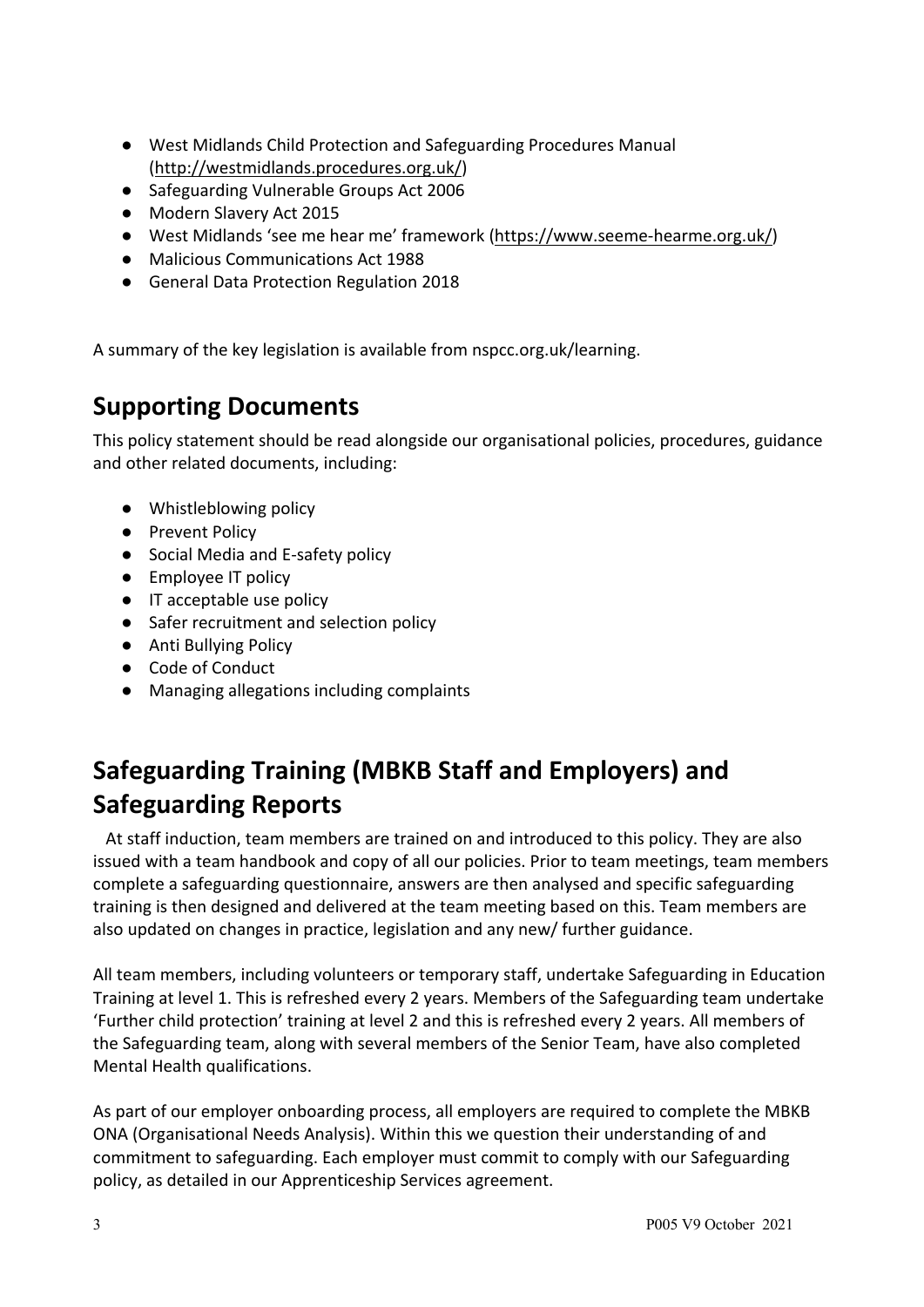- West Midlands Child Protection and Safeguarding Procedures Manual (http://westmidlands.procedures.org.uk/)
- Safeguarding Vulnerable Groups Act 2006
- Modern Slavery Act 2015
- West Midlands 'see me hear me' framework (https://www.seeme-hearme.org.uk/)
- Malicious Communications Act 1988
- General Data Protection Regulation 2018

A summary of the key legislation is available from nspcc.org.uk/learning.

## Supporting Documents

This policy statement should be read alongside our organisational policies, procedures, guidance and other related documents, including:

- Whistleblowing policy
- Prevent Policy
- Social Media and E-safety policy
- Employee IT policy
- IT acceptable use policy
- Safer recruitment and selection policy
- Anti Bullying Policy
- Code of Conduct
- Managing allegations including complaints

## Safeguarding Training (MBKB Staff and Employers) and Safeguarding Reports

At staff induction, team members are trained on and introduced to this policy. They are also issued with a team handbook and copy of all our policies. Prior to team meetings, team members complete a safeguarding questionnaire, answers are then analysed and specific safeguarding training is then designed and delivered at the team meeting based on this. Team members are also updated on changes in practice, legislation and any new/ further guidance.

All team members, including volunteers or temporary staff, undertake Safeguarding in Education Training at level 1. This is refreshed every 2 years. Members of the Safeguarding team undertake 'Further child protection' training at level 2 and this is refreshed every 2 years. All members of the Safeguarding team, along with several members of the Senior Team, have also completed Mental Health qualifications.

As part of our employer onboarding process, all employers are required to complete the MBKB ONA (Organisational Needs Analysis). Within this we question their understanding of and commitment to safeguarding. Each employer must commit to comply with our Safeguarding policy, as detailed in our Apprenticeship Services agreement.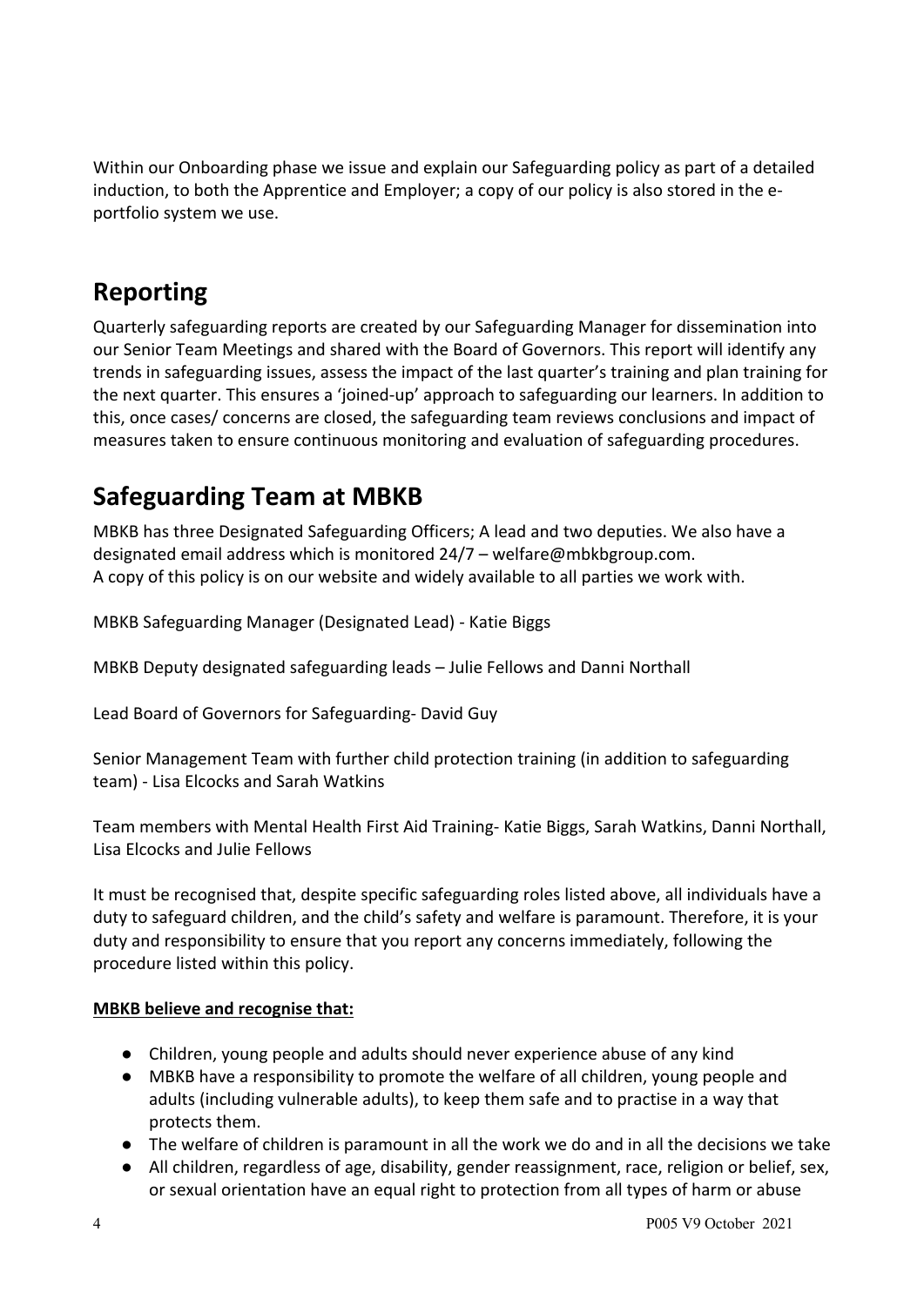Within our Onboarding phase we issue and explain our Safeguarding policy as part of a detailed induction, to both the Apprentice and Employer; a copy of our policy is also stored in the e-portfolio system we use.

## Reporting

Quarterly safeguarding reports are created by our Safeguarding Manager for dissemination into our Senior Team Meetings and shared with the Board of Governors. This report will identify any trends in safeguarding issues, assess the impact of the last quarter's training and plan training for the next quarter. This ensures a 'joined-up' approach to safeguarding our learners. In addition to this, once cases/ concerns are closed, the safeguarding team reviews conclusions and impact of measures taken to ensure continuous monitoring and evaluation of safeguarding procedures.

## Safeguarding Team at MBKB

MBKB has three Designated Safeguarding Officers; A lead and two deputies. We also have a designated email address which is monitored 24/7 – welfare@mbkbgroup.com.
A copy of this policy is on our website and widely available to all parties we work with.

MBKB Safeguarding Manager (Designated Lead) - Katie Biggs

MBKB Deputy designated safeguarding leads – Julie Fellows and Danni Northall

Lead Board of Governors for Safeguarding- David Guy

Senior Management Team with further child protection training (in addition to safeguarding team) - Lisa Elcocks and Sarah Watkins

Team members with Mental Health First Aid Training- Katie Biggs, Sarah Watkins, Danni Northall, Lisa Elcocks and Julie Fellows

It must be recognised that, despite specific safeguarding roles listed above, all individuals have a duty to safeguard children, and the child's safety and welfare is paramount. Therefore, it is your duty and responsibility to ensure that you report any concerns immediately, following the procedure listed within this policy.

**MBKB believe and recognise that:**

- Children, young people and adults should never experience abuse of any kind
- MBKB have a responsibility to promote the welfare of all children, young people and adults (including vulnerable adults), to keep them safe and to practise in a way that protects them.
- The welfare of children is paramount in all the work we do and in all the decisions we take
- All children, regardless of age, disability, gender reassignment, race, religion or belief, sex, or sexual orientation have an equal right to protection from all types of harm or abuse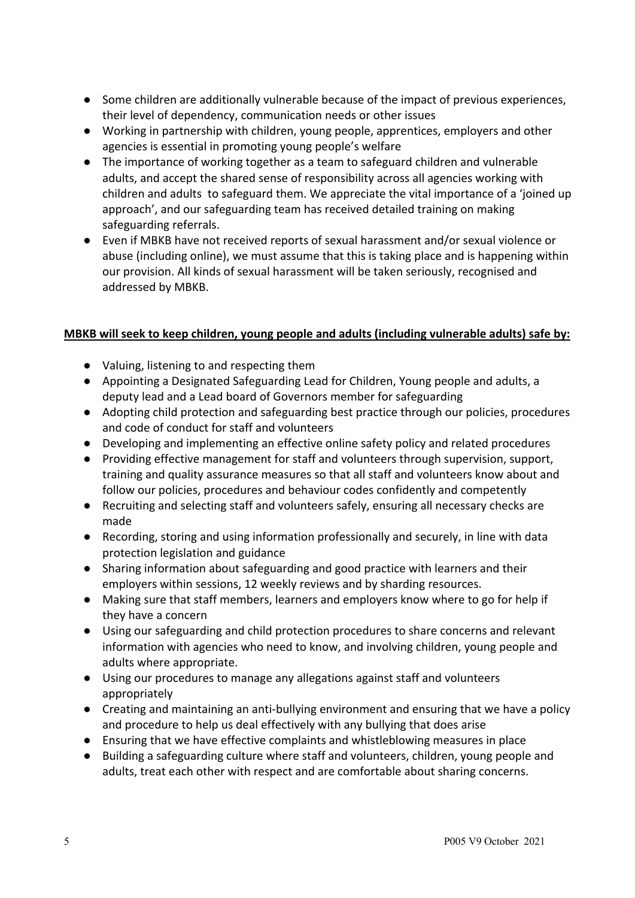- Some children are additionally vulnerable because of the impact of previous experiences, their level of dependency, communication needs or other issues
- Working in partnership with children, young people, apprentices, employers and other agencies is essential in promoting young people's welfare
- The importance of working together as a team to safeguard children and vulnerable adults, and accept the shared sense of responsibility across all agencies working with children and adults to safeguard them. We appreciate the vital importance of a 'joined up approach', and our safeguarding team has received detailed training on making safeguarding referrals.
- Even if MBKB have not received reports of sexual harassment and/or sexual violence or abuse (including online), we must assume that this is taking place and is happening within our provision. All kinds of sexual harassment will be taken seriously, recognised and addressed by MBKB.

**MBKB will seek to keep children, young people and adults (including vulnerable adults) safe by:**

- Valuing, listening to and respecting them
- Appointing a Designated Safeguarding Lead for Children, Young people and adults, a deputy lead and a Lead board of Governors member for safeguarding
- Adopting child protection and safeguarding best practice through our policies, procedures and code of conduct for staff and volunteers
- Developing and implementing an effective online safety policy and related procedures
- Providing effective management for staff and volunteers through supervision, support, training and quality assurance measures so that all staff and volunteers know about and follow our policies, procedures and behaviour codes confidently and competently
- Recruiting and selecting staff and volunteers safely, ensuring all necessary checks are made
- Recording, storing and using information professionally and securely, in line with data protection legislation and guidance
- Sharing information about safeguarding and good practice with learners and their employers within sessions, 12 weekly reviews and by sharding resources.
- Making sure that staff members, learners and employers know where to go for help if they have a concern
- Using our safeguarding and child protection procedures to share concerns and relevant information with agencies who need to know, and involving children, young people and adults where appropriate.
- Using our procedures to manage any allegations against staff and volunteers appropriately
- Creating and maintaining an anti-bullying environment and ensuring that we have a policy and procedure to help us deal effectively with any bullying that does arise
- Ensuring that we have effective complaints and whistleblowing measures in place
- Building a safeguarding culture where staff and volunteers, children, young people and adults, treat each other with respect and are comfortable about sharing concerns.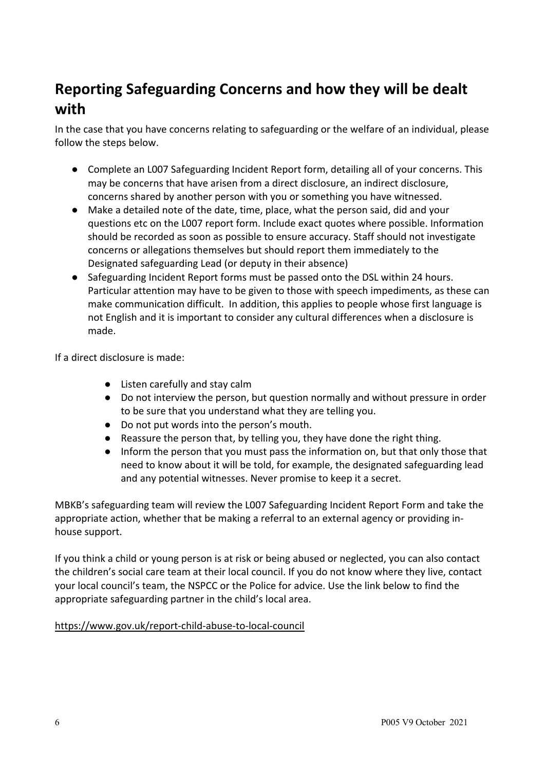## Reporting Safeguarding Concerns and how they will be dealt with

In the case that you have concerns relating to safeguarding or the welfare of an individual, please follow the steps below.

- Complete an L007 Safeguarding Incident Report form, detailing all of your concerns. This may be concerns that have arisen from a direct disclosure, an indirect disclosure, concerns shared by another person with you or something you have witnessed.
- Make a detailed note of the date, time, place, what the person said, did and your questions etc on the L007 report form. Include exact quotes where possible. Information should be recorded as soon as possible to ensure accuracy. Staff should not investigate concerns or allegations themselves but should report them immediately to the Designated safeguarding Lead (or deputy in their absence)
- Safeguarding Incident Report forms must be passed onto the DSL within 24 hours. Particular attention may have to be given to those with speech impediments, as these can make communication difficult. In addition, this applies to people whose first language is not English and it is important to consider any cultural differences when a disclosure is made.

If a direct disclosure is made:

- Listen carefully and stay calm
- Do not interview the person, but question normally and without pressure in order to be sure that you understand what they are telling you.
- Do not put words into the person's mouth.
- Reassure the person that, by telling you, they have done the right thing.
- Inform the person that you must pass the information on, but that only those that need to know about it will be told, for example, the designated safeguarding lead and any potential witnesses. Never promise to keep it a secret.

MBKB's safeguarding team will review the L007 Safeguarding Incident Report Form and take the appropriate action, whether that be making a referral to an external agency or providing in-house support.

If you think a child or young person is at risk or being abused or neglected, you can also contact the children's social care team at their local council. If you do not know where they live, contact your local council's team, the NSPCC or the Police for advice. Use the link below to find the appropriate safeguarding partner in the child's local area.

https://www.gov.uk/report-child-abuse-to-local-council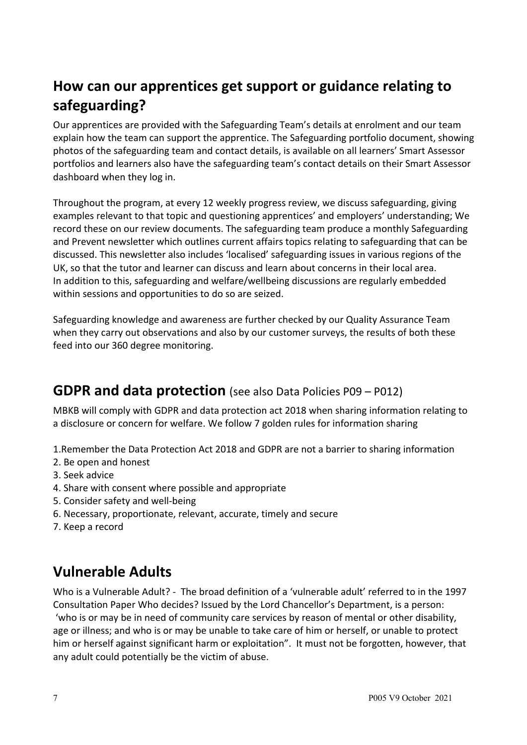## How can our apprentices get support or guidance relating to safeguarding?

Our apprentices are provided with the Safeguarding Team's details at enrolment and our team explain how the team can support the apprentice. The Safeguarding portfolio document, showing photos of the safeguarding team and contact details, is available on all learners' Smart Assessor portfolios and learners also have the safeguarding team's contact details on their Smart Assessor dashboard when they log in.

Throughout the program, at every 12 weekly progress review, we discuss safeguarding, giving examples relevant to that topic and questioning apprentices' and employers' understanding; We record these on our review documents. The safeguarding team produce a monthly Safeguarding and Prevent newsletter which outlines current affairs topics relating to safeguarding that can be discussed. This newsletter also includes 'localised' safeguarding issues in various regions of the UK, so that the tutor and learner can discuss and learn about concerns in their local area. In addition to this, safeguarding and welfare/wellbeing discussions are regularly embedded within sessions and opportunities to do so are seized.

Safeguarding knowledge and awareness are further checked by our Quality Assurance Team when they carry out observations and also by our customer surveys, the results of both these feed into our 360 degree monitoring.

## GDPR and data protection (see also Data Policies P09 – P012)

MBKB will comply with GDPR and data protection act 2018 when sharing information relating to a disclosure or concern for welfare. We follow 7 golden rules for information sharing

1. Remember the Data Protection Act 2018 and GDPR are not a barrier to sharing information
2. Be open and honest
3. Seek advice
4. Share with consent where possible and appropriate
5. Consider safety and well-being
6. Necessary, proportionate, relevant, accurate, timely and secure
7. Keep a record

## Vulnerable Adults

Who is a Vulnerable Adult? - The broad definition of a 'vulnerable adult' referred to in the 1997 Consultation Paper Who decides? Issued by the Lord Chancellor's Department, is a person: 'who is or may be in need of community care services by reason of mental or other disability, age or illness; and who is or may be unable to take care of him or herself, or unable to protect him or herself against significant harm or exploitation". It must not be forgotten, however, that any adult could potentially be the victim of abuse.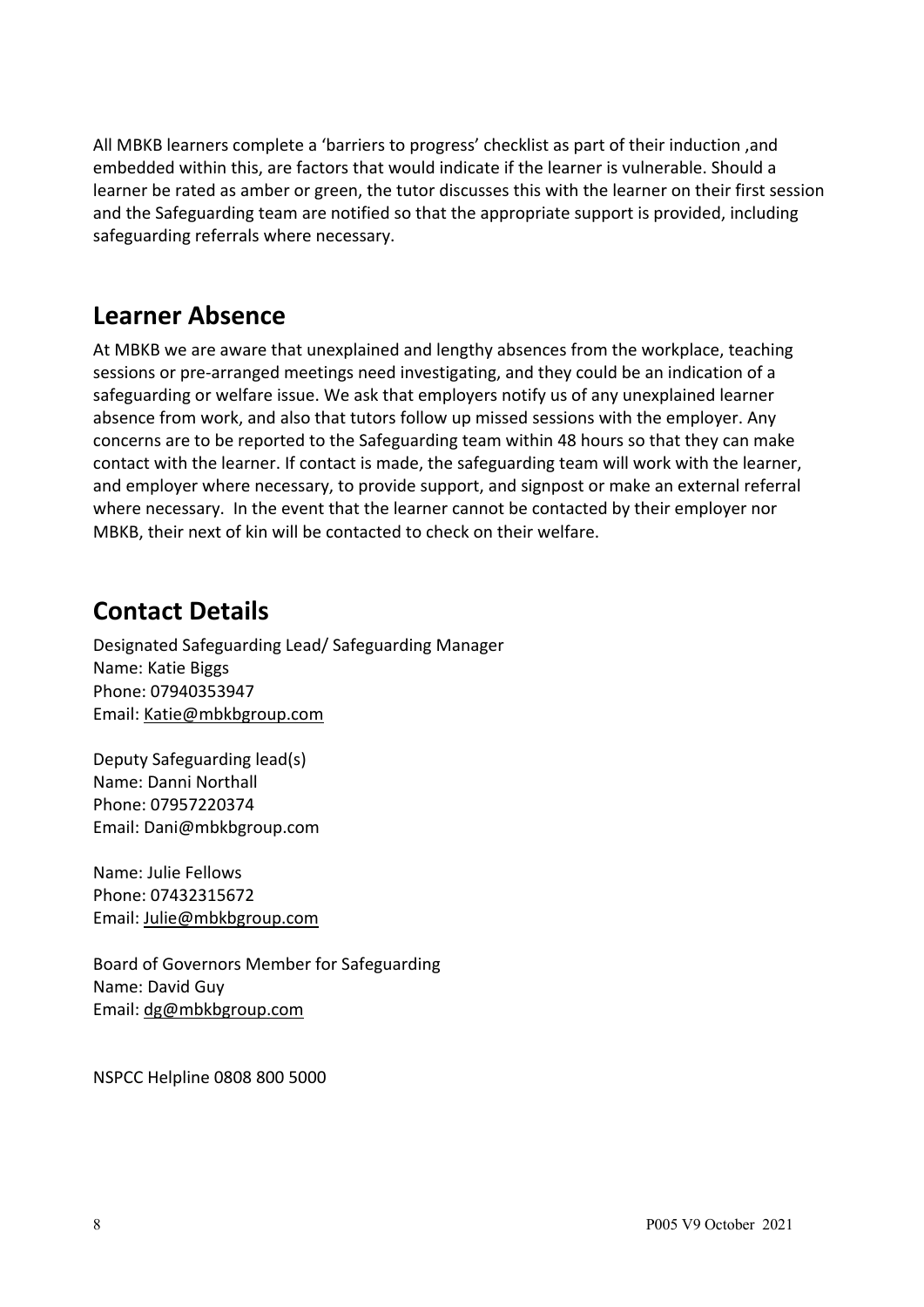All MBKB learners complete a 'barriers to progress' checklist as part of their induction ,and embedded within this, are factors that would indicate if the learner is vulnerable. Should a learner be rated as amber or green, the tutor discusses this with the learner on their first session and the Safeguarding team are notified so that the appropriate support is provided, including safeguarding referrals where necessary.

## Learner Absence

At MBKB we are aware that unexplained and lengthy absences from the workplace, teaching sessions or pre-arranged meetings need investigating, and they could be an indication of a safeguarding or welfare issue. We ask that employers notify us of any unexplained learner absence from work, and also that tutors follow up missed sessions with the employer. Any concerns are to be reported to the Safeguarding team within 48 hours so that they can make contact with the learner. If contact is made, the safeguarding team will work with the learner, and employer where necessary, to provide support, and signpost or make an external referral where necessary. In the event that the learner cannot be contacted by their employer nor MBKB, their next of kin will be contacted to check on their welfare.

## Contact Details

Designated Safeguarding Lead/ Safeguarding Manager
Name: Katie Biggs
Phone: 07940353947
Email: Katie@mbkbgroup.com

Deputy Safeguarding lead(s)
Name: Danni Northall
Phone: 07957220374
Email: Dani@mbkbgroup.com

Name: Julie Fellows
Phone: 07432315672
Email: Julie@mbkbgroup.com

Board of Governors Member for Safeguarding
Name: David Guy
Email: dg@mbkbgroup.com

NSPCC Helpline 0808 800 5000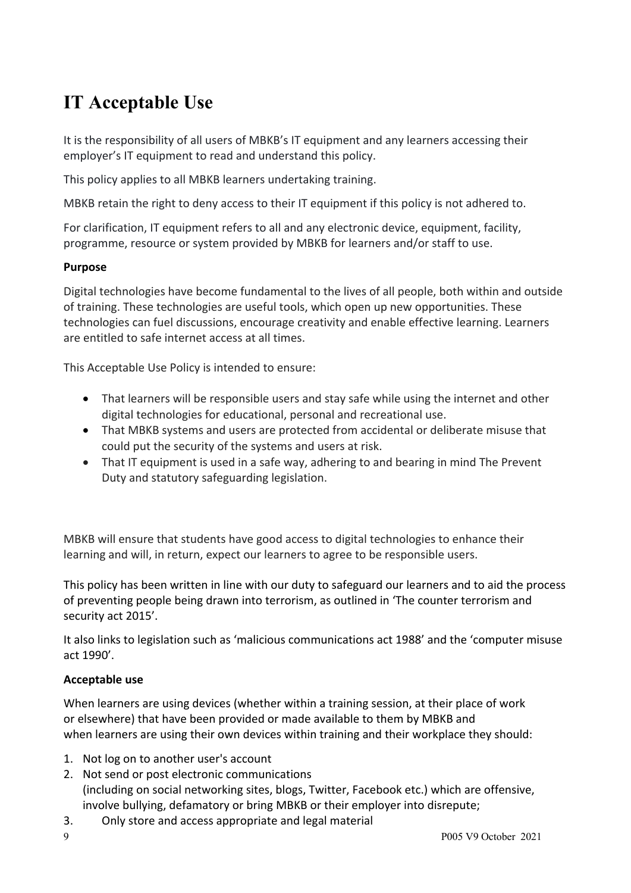# IT Acceptable Use

It is the responsibility of all users of MBKB's IT equipment and any learners accessing their employer's IT equipment to read and understand this policy.

This policy applies to all MBKB learners undertaking training.

MBKB retain the right to deny access to their IT equipment if this policy is not adhered to.

For clarification, IT equipment refers to all and any electronic device, equipment, facility, programme, resource or system provided by MBKB for learners and/or staff to use.

**Purpose**

Digital technologies have become fundamental to the lives of all people, both within and outside of training. These technologies are useful tools, which open up new opportunities. These technologies can fuel discussions, encourage creativity and enable effective learning. Learners are entitled to safe internet access at all times.

This Acceptable Use Policy is intended to ensure:

- That learners will be responsible users and stay safe while using the internet and other digital technologies for educational, personal and recreational use.
- That MBKB systems and users are protected from accidental or deliberate misuse that could put the security of the systems and users at risk.
- That IT equipment is used in a safe way, adhering to and bearing in mind The Prevent Duty and statutory safeguarding legislation.

MBKB will ensure that students have good access to digital technologies to enhance their learning and will, in return, expect our learners to agree to be responsible users.

This policy has been written in line with our duty to safeguard our learners and to aid the process of preventing people being drawn into terrorism, as outlined in 'The counter terrorism and security act 2015'.

It also links to legislation such as 'malicious communications act 1988' and the 'computer misuse act 1990'.

**Acceptable use**

When learners are using devices (whether within a training session, at their place of work or elsewhere) that have been provided or made available to them by MBKB and when learners are using their own devices within training and their workplace they should:

1. Not log on to another user's account
2. Not send or post electronic communications (including on social networking sites, blogs, Twitter, Facebook etc.) which are offensive, involve bullying, defamatory or bring MBKB or their employer into disrepute;
3. Only store and access appropriate and legal material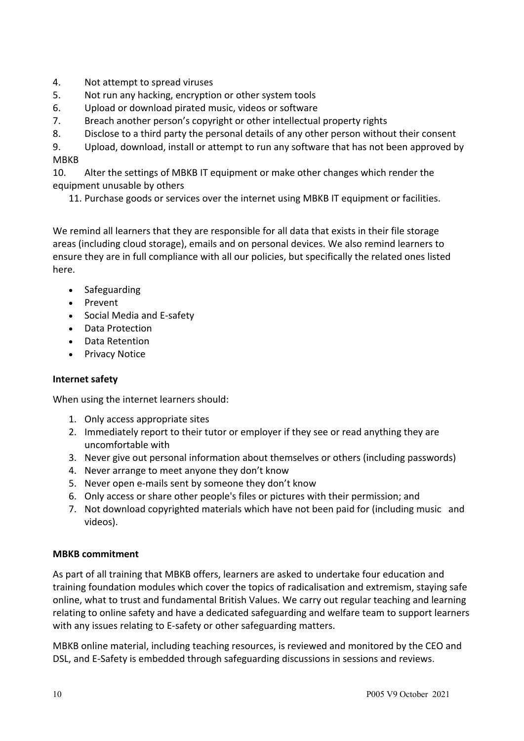4. Not attempt to spread viruses
5. Not run any hacking, encryption or other system tools
6. Upload or download pirated music, videos or software
7. Breach another person's copyright or other intellectual property rights
8. Disclose to a third party the personal details of any other person without their consent
9. Upload, download, install or attempt to run any software that has not been approved by MBKB
10. Alter the settings of MBKB IT equipment or make other changes which render the equipment unusable by others
11. Purchase goods or services over the internet using MBKB IT equipment or facilities.

We remind all learners that they are responsible for all data that exists in their file storage areas (including cloud storage), emails and on personal devices. We also remind learners to ensure they are in full compliance with all our policies, but specifically the related ones listed here.

- Safeguarding
- Prevent
- Social Media and E-safety
- Data Protection
- Data Retention
- Privacy Notice

**Internet safety**

When using the internet learners should:

1. Only access appropriate sites
2. Immediately report to their tutor or employer if they see or read anything they are uncomfortable with
3. Never give out personal information about themselves or others (including passwords)
4. Never arrange to meet anyone they don't know
5. Never open e-mails sent by someone they don't know
6. Only access or share other people's files or pictures with their permission; and
7. Not download copyrighted materials which have not been paid for (including music and videos).

**MBKB commitment**

As part of all training that MBKB offers, learners are asked to undertake four education and training foundation modules which cover the topics of radicalisation and extremism, staying safe online, what to trust and fundamental British Values. We carry out regular teaching and learning relating to online safety and have a dedicated safeguarding and welfare team to support learners with any issues relating to E-safety or other safeguarding matters.

MBKB online material, including teaching resources, is reviewed and monitored by the CEO and DSL, and E-Safety is embedded through safeguarding discussions in sessions and reviews.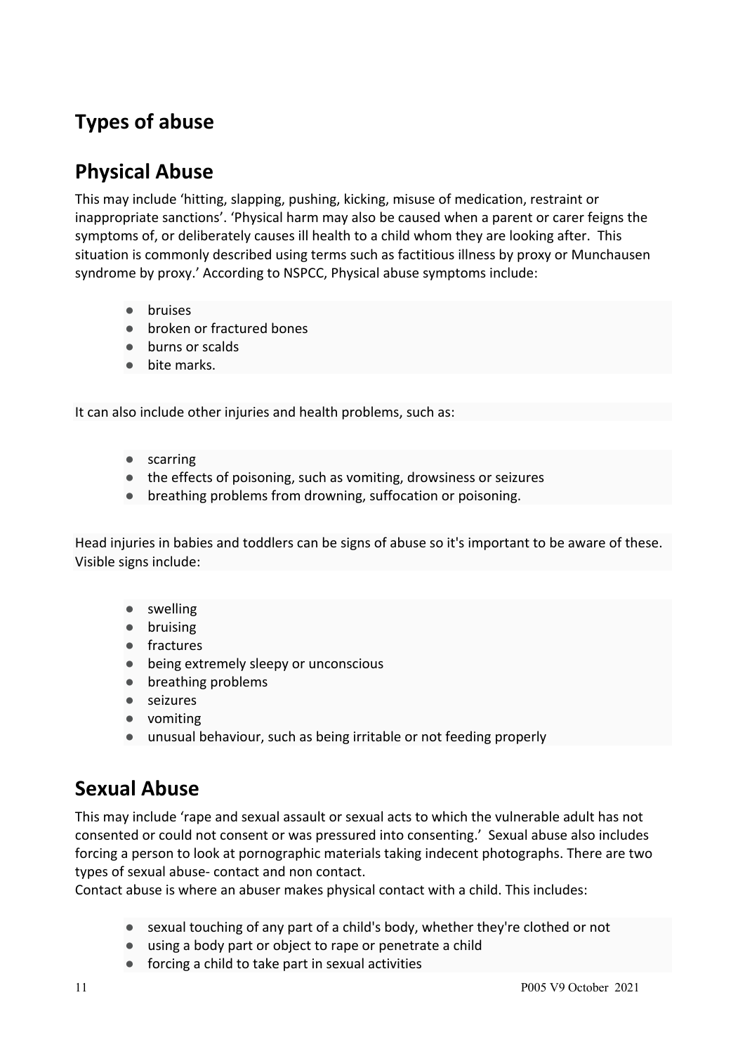# Types of abuse

## Physical Abuse

This may include 'hitting, slapping, pushing, kicking, misuse of medication, restraint or inappropriate sanctions'. 'Physical harm may also be caused when a parent or carer feigns the symptoms of, or deliberately causes ill health to a child whom they are looking after. This situation is commonly described using terms such as factitious illness by proxy or Munchausen syndrome by proxy.' According to NSPCC, Physical abuse symptoms include:

- bruises
- broken or fractured bones
- burns or scalds
- bite marks.

It can also include other injuries and health problems, such as:

- scarring
- the effects of poisoning, such as vomiting, drowsiness or seizures
- breathing problems from drowning, suffocation or poisoning.

Head injuries in babies and toddlers can be signs of abuse so it's important to be aware of these. Visible signs include:

- swelling
- bruising
- fractures
- being extremely sleepy or unconscious
- breathing problems
- seizures
- vomiting
- unusual behaviour, such as being irritable or not feeding properly

## Sexual Abuse

This may include 'rape and sexual assault or sexual acts to which the vulnerable adult has not consented or could not consent or was pressured into consenting.' Sexual abuse also includes forcing a person to look at pornographic materials taking indecent photographs. There are two types of sexual abuse- contact and non contact.
Contact abuse is where an abuser makes physical contact with a child. This includes:

- sexual touching of any part of a child's body, whether they're clothed or not
- using a body part or object to rape or penetrate a child
- forcing a child to take part in sexual activities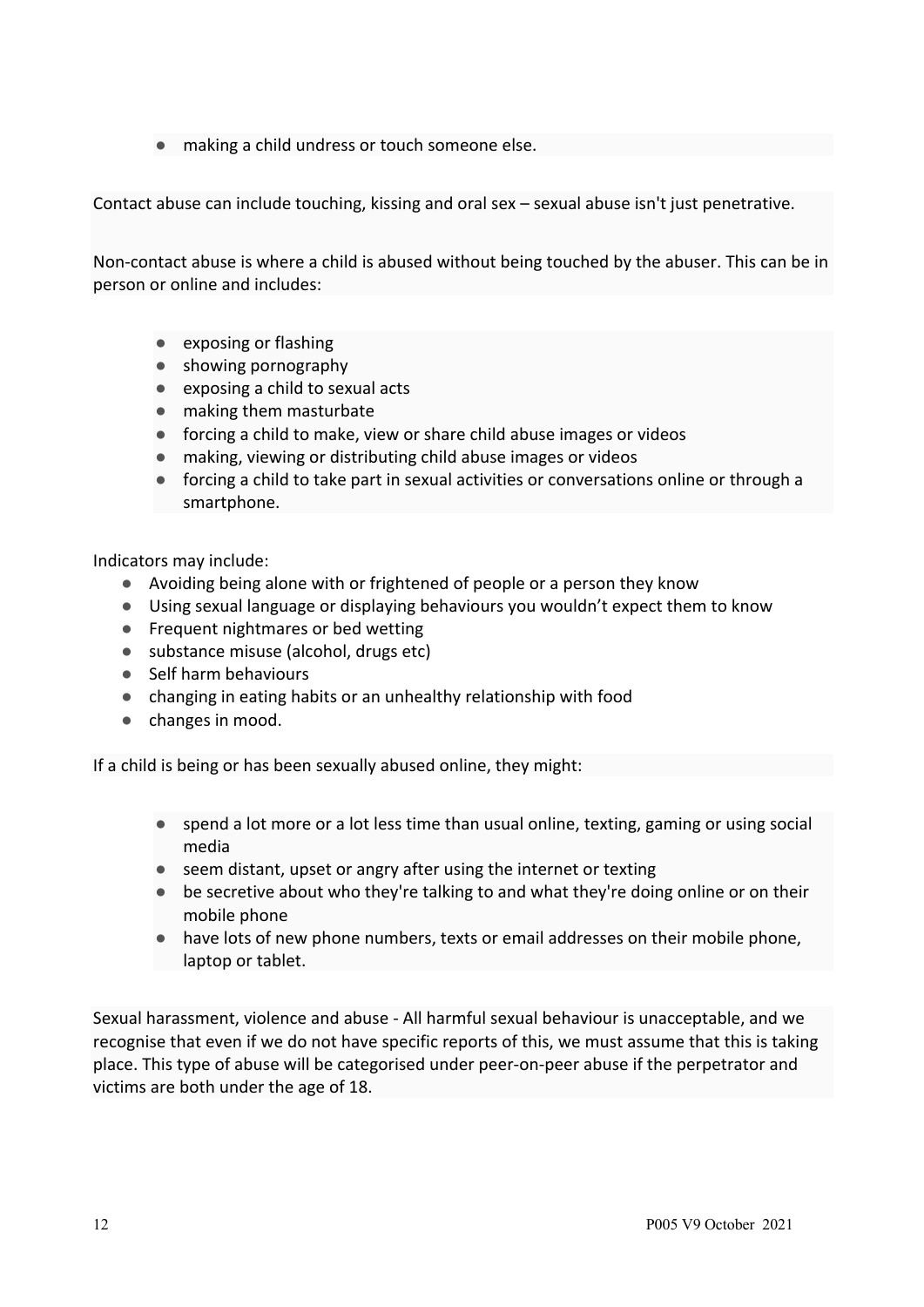- making a child undress or touch someone else.

Contact abuse can include touching, kissing and oral sex – sexual abuse isn't just penetrative.

Non-contact abuse is where a child is abused without being touched by the abuser. This can be in person or online and includes:

- exposing or flashing
- showing pornography
- exposing a child to sexual acts
- making them masturbate
- forcing a child to make, view or share child abuse images or videos
- making, viewing or distributing child abuse images or videos
- forcing a child to take part in sexual activities or conversations online or through a smartphone.

Indicators may include:

- Avoiding being alone with or frightened of people or a person they know
- Using sexual language or displaying behaviours you wouldn't expect them to know
- Frequent nightmares or bed wetting
- substance misuse (alcohol, drugs etc)
- Self harm behaviours
- changing in eating habits or an unhealthy relationship with food
- changes in mood.

If a child is being or has been sexually abused online, they might:

- spend a lot more or a lot less time than usual online, texting, gaming or using social media
- seem distant, upset or angry after using the internet or texting
- be secretive about who they're talking to and what they're doing online or on their mobile phone
- have lots of new phone numbers, texts or email addresses on their mobile phone, laptop or tablet.

Sexual harassment, violence and abuse - All harmful sexual behaviour is unacceptable, and we recognise that even if we do not have specific reports of this, we must assume that this is taking place. This type of abuse will be categorised under peer-on-peer abuse if the perpetrator and victims are both under the age of 18.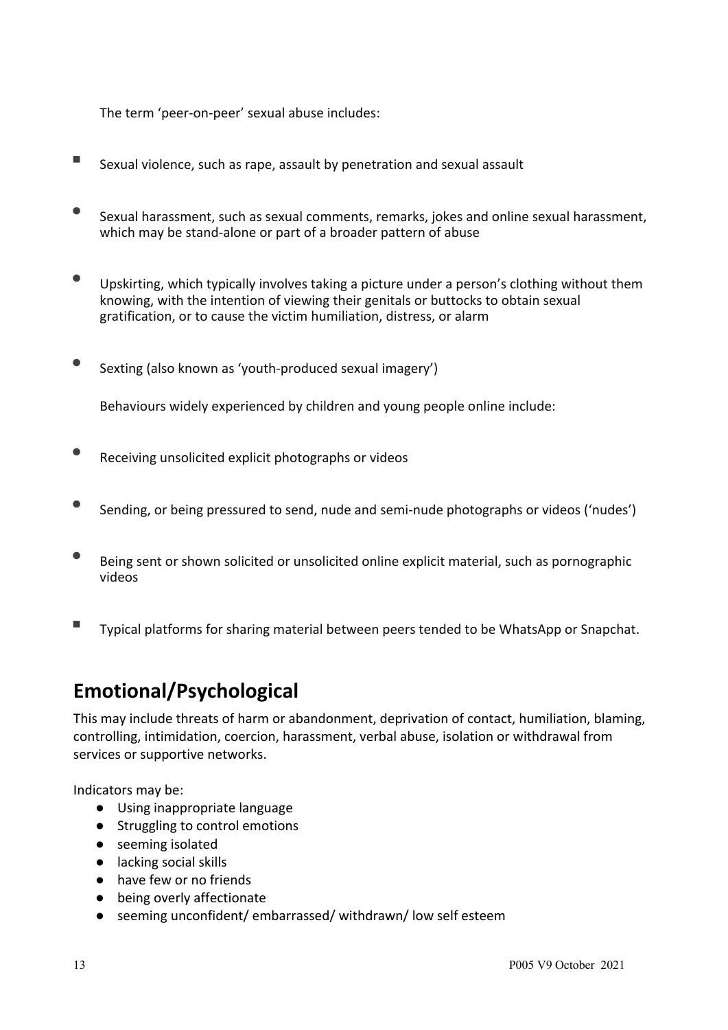The term 'peer-on-peer' sexual abuse includes:

- Sexual violence, such as rape, assault by penetration and sexual assault
- Sexual harassment, such as sexual comments, remarks, jokes and online sexual harassment, which may be stand-alone or part of a broader pattern of abuse
- Upskirting, which typically involves taking a picture under a person's clothing without them knowing, with the intention of viewing their genitals or buttocks to obtain sexual gratification, or to cause the victim humiliation, distress, or alarm
- Sexting (also known as 'youth-produced sexual imagery')

  Behaviours widely experienced by children and young people online include:

- Receiving unsolicited explicit photographs or videos
- Sending, or being pressured to send, nude and semi-nude photographs or videos ('nudes')
- Being sent or shown solicited or unsolicited online explicit material, such as pornographic videos
- Typical platforms for sharing material between peers tended to be WhatsApp or Snapchat.

## Emotional/Psychological

This may include threats of harm or abandonment, deprivation of contact, humiliation, blaming, controlling, intimidation, coercion, harassment, verbal abuse, isolation or withdrawal from services or supportive networks.

Indicators may be:

- Using inappropriate language
- Struggling to control emotions
- seeming isolated
- lacking social skills
- have few or no friends
- being overly affectionate
- seeming unconfident/ embarrassed/ withdrawn/ low self esteem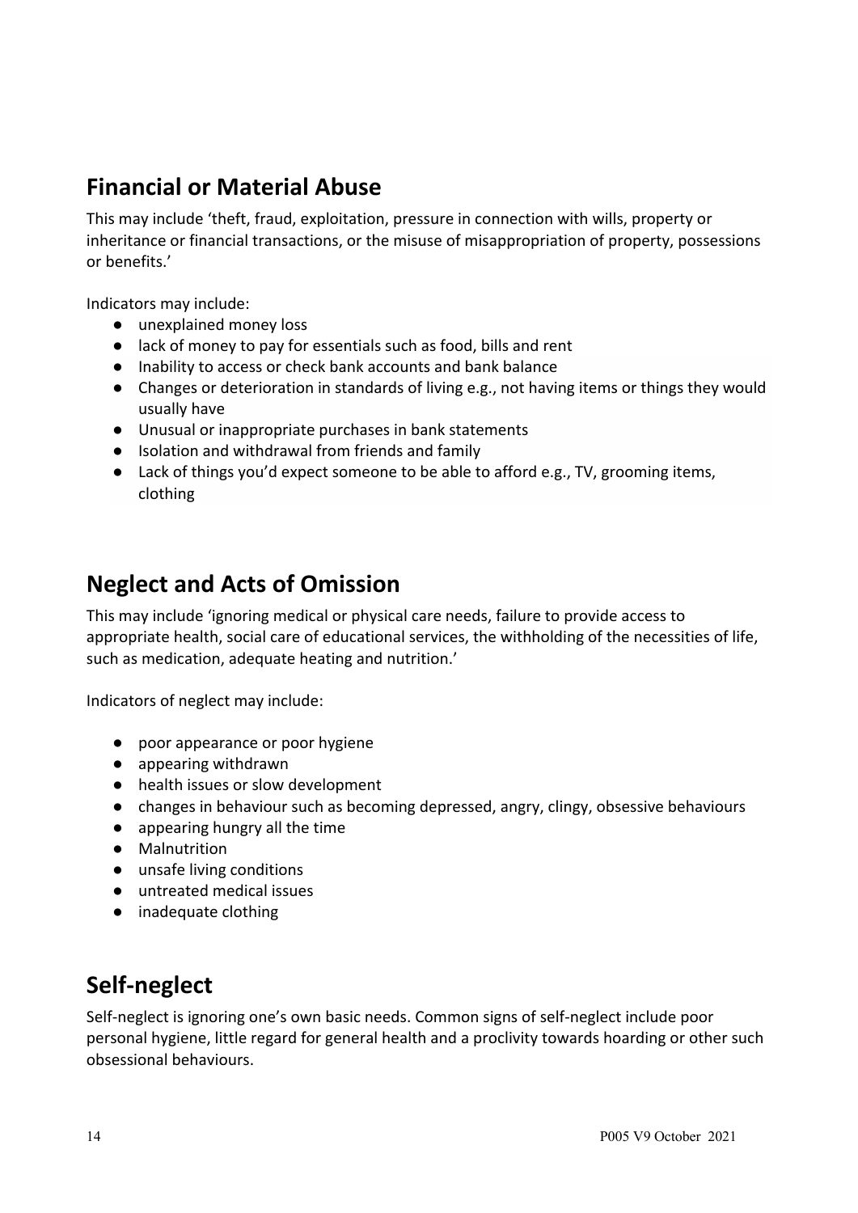## Financial or Material Abuse

This may include 'theft, fraud, exploitation, pressure in connection with wills, property or inheritance or financial transactions, or the misuse of misappropriation of property, possessions or benefits.'

Indicators may include:

- unexplained money loss
- lack of money to pay for essentials such as food, bills and rent
- Inability to access or check bank accounts and bank balance
- Changes or deterioration in standards of living e.g., not having items or things they would usually have
- Unusual or inappropriate purchases in bank statements
- Isolation and withdrawal from friends and family
- Lack of things you'd expect someone to be able to afford e.g., TV, grooming items, clothing

## Neglect and Acts of Omission

This may include 'ignoring medical or physical care needs, failure to provide access to appropriate health, social care of educational services, the withholding of the necessities of life, such as medication, adequate heating and nutrition.'

Indicators of neglect may include:

- poor appearance or poor hygiene
- appearing withdrawn
- health issues or slow development
- changes in behaviour such as becoming depressed, angry, clingy, obsessive behaviours
- appearing hungry all the time
- Malnutrition
- unsafe living conditions
- untreated medical issues
- inadequate clothing

## Self-neglect

Self-neglect is ignoring one's own basic needs. Common signs of self-neglect include poor personal hygiene, little regard for general health and a proclivity towards hoarding or other such obsessional behaviours.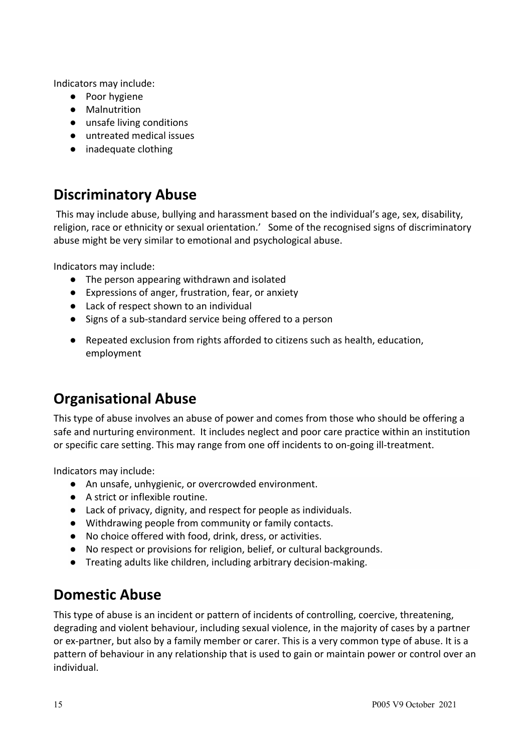Indicators may include:

- Poor hygiene
- Malnutrition
- unsafe living conditions
- untreated medical issues
- inadequate clothing

## Discriminatory Abuse

This may include abuse, bullying and harassment based on the individual's age, sex, disability, religion, race or ethnicity or sexual orientation.' Some of the recognised signs of discriminatory abuse might be very similar to emotional and psychological abuse.

Indicators may include:

- The person appearing withdrawn and isolated
- Expressions of anger, frustration, fear, or anxiety
- Lack of respect shown to an individual
- Signs of a sub-standard service being offered to a person
- Repeated exclusion from rights afforded to citizens such as health, education, employment

## Organisational Abuse

This type of abuse involves an abuse of power and comes from those who should be offering a safe and nurturing environment. It includes neglect and poor care practice within an institution or specific care setting. This may range from one off incidents to on-going ill-treatment.

Indicators may include:

- An unsafe, unhygienic, or overcrowded environment.
- A strict or inflexible routine.
- Lack of privacy, dignity, and respect for people as individuals.
- Withdrawing people from community or family contacts.
- No choice offered with food, drink, dress, or activities.
- No respect or provisions for religion, belief, or cultural backgrounds.
- Treating adults like children, including arbitrary decision-making.

## Domestic Abuse

This type of abuse is an incident or pattern of incidents of controlling, coercive, threatening, degrading and violent behaviour, including sexual violence, in the majority of cases by a partner or ex-partner, but also by a family member or carer. This is a very common type of abuse. It is a pattern of behaviour in any relationship that is used to gain or maintain power or control over an individual.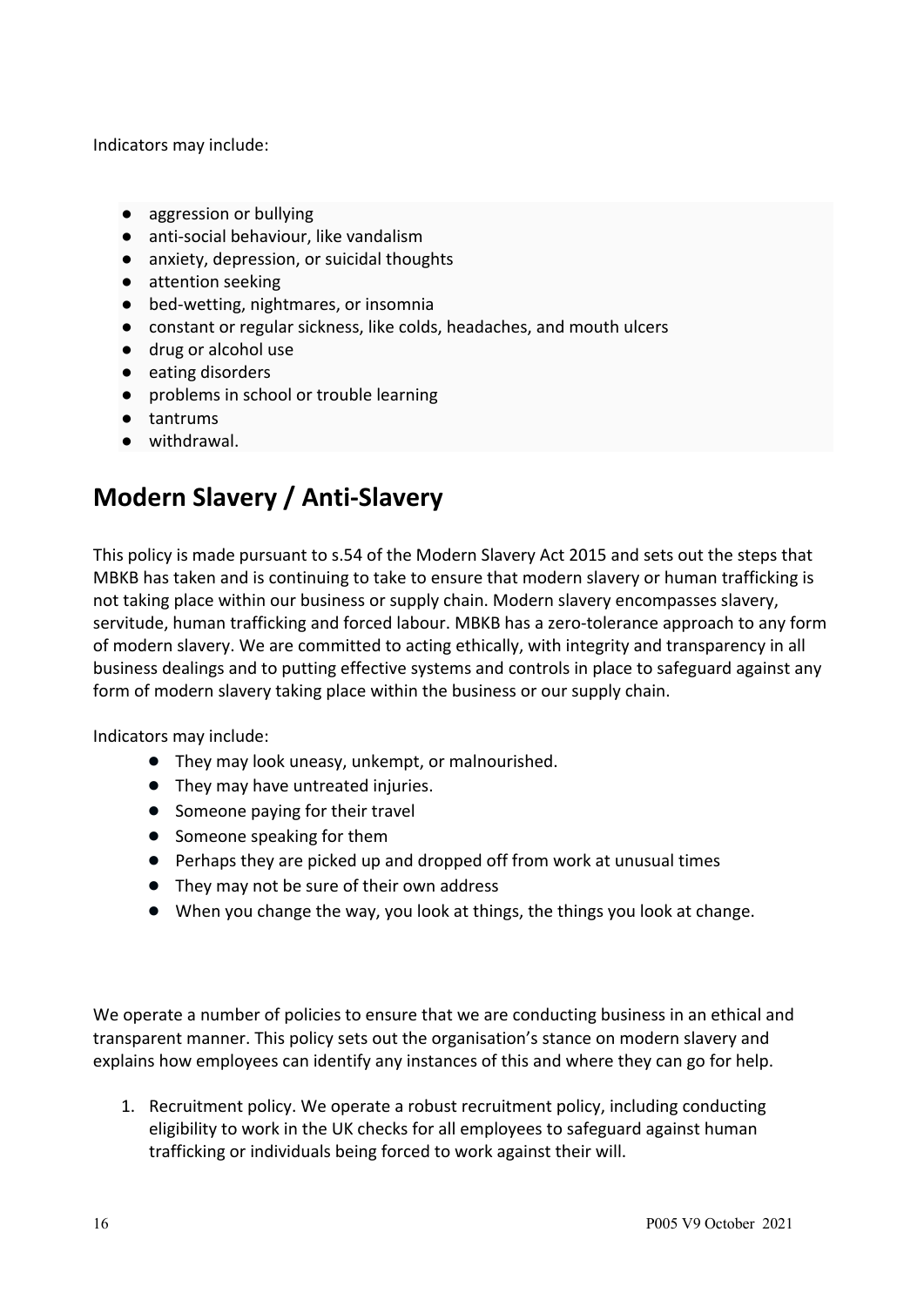Indicators may include:

- aggression or bullying
- anti-social behaviour, like vandalism
- anxiety, depression, or suicidal thoughts
- attention seeking
- bed-wetting, nightmares, or insomnia
- constant or regular sickness, like colds, headaches, and mouth ulcers
- drug or alcohol use
- eating disorders
- problems in school or trouble learning
- tantrums
- withdrawal.

## Modern Slavery / Anti-Slavery

This policy is made pursuant to s.54 of the Modern Slavery Act 2015 and sets out the steps that MBKB has taken and is continuing to take to ensure that modern slavery or human trafficking is not taking place within our business or supply chain. Modern slavery encompasses slavery, servitude, human trafficking and forced labour. MBKB has a zero-tolerance approach to any form of modern slavery. We are committed to acting ethically, with integrity and transparency in all business dealings and to putting effective systems and controls in place to safeguard against any form of modern slavery taking place within the business or our supply chain.

Indicators may include:

- They may look uneasy, unkempt, or malnourished.
- They may have untreated injuries.
- Someone paying for their travel
- Someone speaking for them
- Perhaps they are picked up and dropped off from work at unusual times
- They may not be sure of their own address
- When you change the way, you look at things, the things you look at change.

We operate a number of policies to ensure that we are conducting business in an ethical and transparent manner. This policy sets out the organisation's stance on modern slavery and explains how employees can identify any instances of this and where they can go for help.

1. Recruitment policy. We operate a robust recruitment policy, including conducting eligibility to work in the UK checks for all employees to safeguard against human trafficking or individuals being forced to work against their will.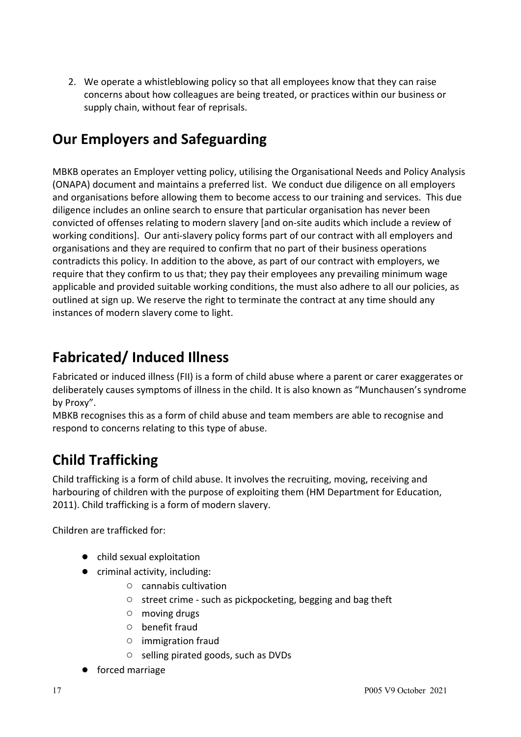2. We operate a whistleblowing policy so that all employees know that they can raise concerns about how colleagues are being treated, or practices within our business or supply chain, without fear of reprisals.

## Our Employers and Safeguarding

MBKB operates an Employer vetting policy, utilising the Organisational Needs and Policy Analysis (ONAPA) document and maintains a preferred list. We conduct due diligence on all employers and organisations before allowing them to become access to our training and services. This due diligence includes an online search to ensure that particular organisation has never been convicted of offenses relating to modern slavery [and on-site audits which include a review of working conditions]. Our anti-slavery policy forms part of our contract with all employers and organisations and they are required to confirm that no part of their business operations contradicts this policy. In addition to the above, as part of our contract with employers, we require that they confirm to us that; they pay their employees any prevailing minimum wage applicable and provided suitable working conditions, the must also adhere to all our policies, as outlined at sign up. We reserve the right to terminate the contract at any time should any instances of modern slavery come to light.

## Fabricated/ Induced Illness

Fabricated or induced illness (FII) is a form of child abuse where a parent or carer exaggerates or deliberately causes symptoms of illness in the child. It is also known as "Munchausen's syndrome by Proxy".
MBKB recognises this as a form of child abuse and team members are able to recognise and respond to concerns relating to this type of abuse.

## Child Trafficking

Child trafficking is a form of child abuse. It involves the recruiting, moving, receiving and harbouring of children with the purpose of exploiting them (HM Department for Education, 2011). Child trafficking is a form of modern slavery.

Children are trafficked for:

- child sexual exploitation
- criminal activity, including:
  - cannabis cultivation
  - street crime - such as pickpocketing, begging and bag theft
  - moving drugs
  - benefit fraud
  - immigration fraud
  - selling pirated goods, such as DVDs
- forced marriage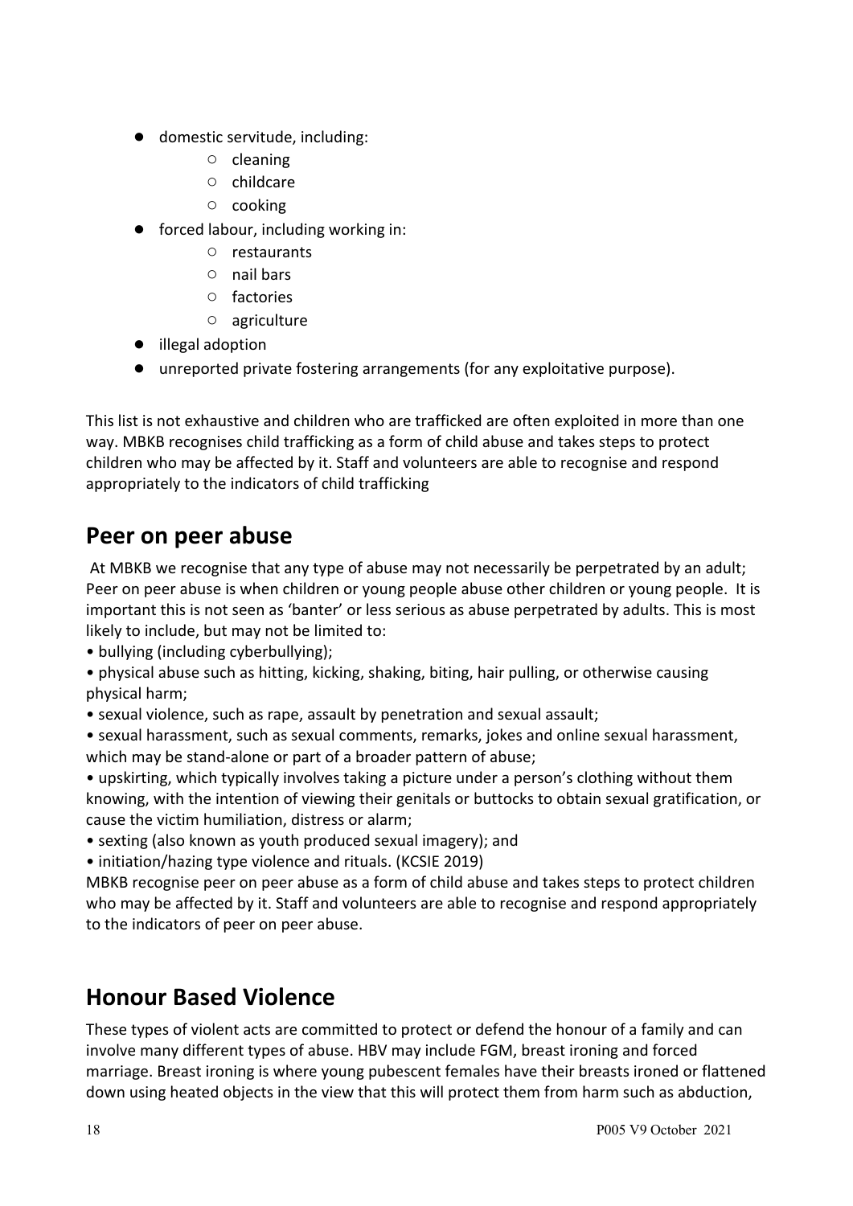- domestic servitude, including:
  - cleaning
  - childcare
  - cooking
- forced labour, including working in:
  - restaurants
  - nail bars
  - factories
  - agriculture
- illegal adoption
- unreported private fostering arrangements (for any exploitative purpose).

This list is not exhaustive and children who are trafficked are often exploited in more than one way. MBKB recognises child trafficking as a form of child abuse and takes steps to protect children who may be affected by it. Staff and volunteers are able to recognise and respond appropriately to the indicators of child trafficking

## Peer on peer abuse

At MBKB we recognise that any type of abuse may not necessarily be perpetrated by an adult; Peer on peer abuse is when children or young people abuse other children or young people. It is important this is not seen as 'banter' or less serious as abuse perpetrated by adults. This is most likely to include, but may not be limited to:

- bullying (including cyberbullying);
- physical abuse such as hitting, kicking, shaking, biting, hair pulling, or otherwise causing physical harm;
- sexual violence, such as rape, assault by penetration and sexual assault;
- sexual harassment, such as sexual comments, remarks, jokes and online sexual harassment, which may be stand-alone or part of a broader pattern of abuse;
- upskirting, which typically involves taking a picture under a person's clothing without them knowing, with the intention of viewing their genitals or buttocks to obtain sexual gratification, or cause the victim humiliation, distress or alarm;
- sexting (also known as youth produced sexual imagery); and
- initiation/hazing type violence and rituals. (KCSIE 2019)

MBKB recognise peer on peer abuse as a form of child abuse and takes steps to protect children who may be affected by it. Staff and volunteers are able to recognise and respond appropriately to the indicators of peer on peer abuse.

## Honour Based Violence

These types of violent acts are committed to protect or defend the honour of a family and can involve many different types of abuse. HBV may include FGM, breast ironing and forced marriage. Breast ironing is where young pubescent females have their breasts ironed or flattened down using heated objects in the view that this will protect them from harm such as abduction,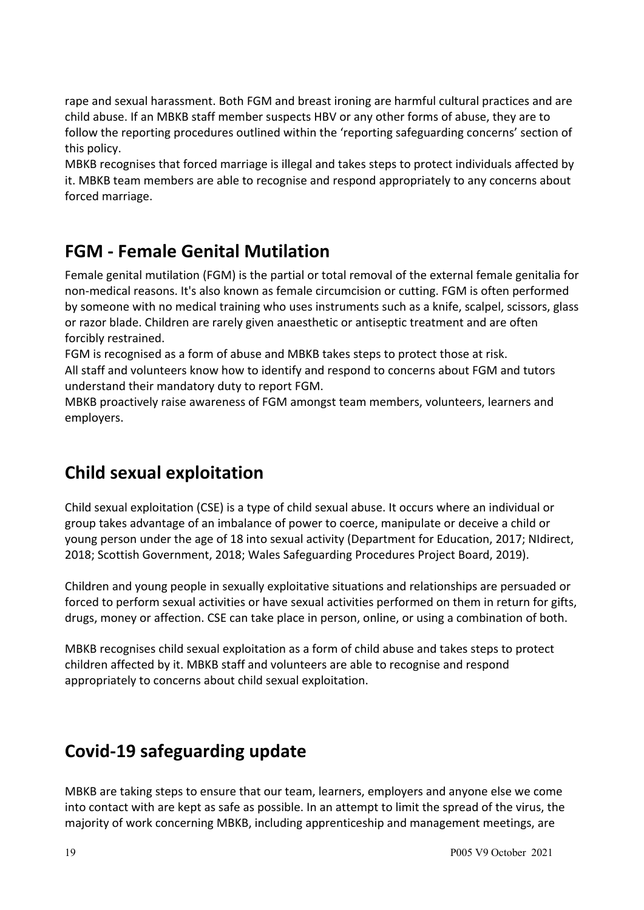rape and sexual harassment. Both FGM and breast ironing are harmful cultural practices and are child abuse. If an MBKB staff member suspects HBV or any other forms of abuse, they are to follow the reporting procedures outlined within the 'reporting safeguarding concerns' section of this policy.
MBKB recognises that forced marriage is illegal and takes steps to protect individuals affected by it. MBKB team members are able to recognise and respond appropriately to any concerns about forced marriage.

## FGM - Female Genital Mutilation

Female genital mutilation (FGM) is the partial or total removal of the external female genitalia for non-medical reasons. It's also known as female circumcision or cutting. FGM is often performed by someone with no medical training who uses instruments such as a knife, scalpel, scissors, glass or razor blade. Children are rarely given anaesthetic or antiseptic treatment and are often forcibly restrained.
FGM is recognised as a form of abuse and MBKB takes steps to protect those at risk.
All staff and volunteers know how to identify and respond to concerns about FGM and tutors understand their mandatory duty to report FGM.
MBKB proactively raise awareness of FGM amongst team members, volunteers, learners and employers.

## Child sexual exploitation

Child sexual exploitation (CSE) is a type of child sexual abuse. It occurs where an individual or group takes advantage of an imbalance of power to coerce, manipulate or deceive a child or young person under the age of 18 into sexual activity (Department for Education, 2017; NIdirect, 2018; Scottish Government, 2018; Wales Safeguarding Procedures Project Board, 2019).

Children and young people in sexually exploitative situations and relationships are persuaded or forced to perform sexual activities or have sexual activities performed on them in return for gifts, drugs, money or affection. CSE can take place in person, online, or using a combination of both.

MBKB recognises child sexual exploitation as a form of child abuse and takes steps to protect children affected by it. MBKB staff and volunteers are able to recognise and respond appropriately to concerns about child sexual exploitation.

## Covid-19 safeguarding update

MBKB are taking steps to ensure that our team, learners, employers and anyone else we come into contact with are kept as safe as possible. In an attempt to limit the spread of the virus, the majority of work concerning MBKB, including apprenticeship and management meetings, are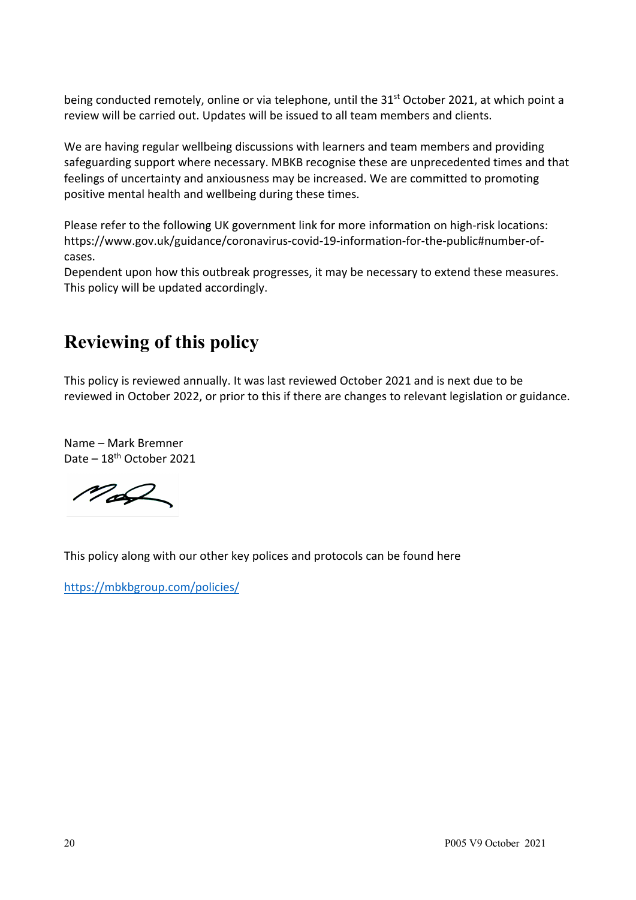being conducted remotely, online or via telephone, until the 31st October 2021, at which point a review will be carried out. Updates will be issued to all team members and clients.

We are having regular wellbeing discussions with learners and team members and providing safeguarding support where necessary. MBKB recognise these are unprecedented times and that feelings of uncertainty and anxiousness may be increased. We are committed to promoting positive mental health and wellbeing during these times.

Please refer to the following UK government link for more information on high-risk locations: https://www.gov.uk/guidance/coronavirus-covid-19-information-for-the-public#number-of-cases.
Dependent upon how this outbreak progresses, it may be necessary to extend these measures. This policy will be updated accordingly.

## Reviewing of this policy

This policy is reviewed annually. It was last reviewed October 2021 and is next due to be reviewed in October 2022, or prior to this if there are changes to relevant legislation or guidance.

Name – Mark Bremner
Date – 18th October 2021

This policy along with our other key polices and protocols can be found here

https://mbkbgroup.com/policies/

P005 V9 October 2021